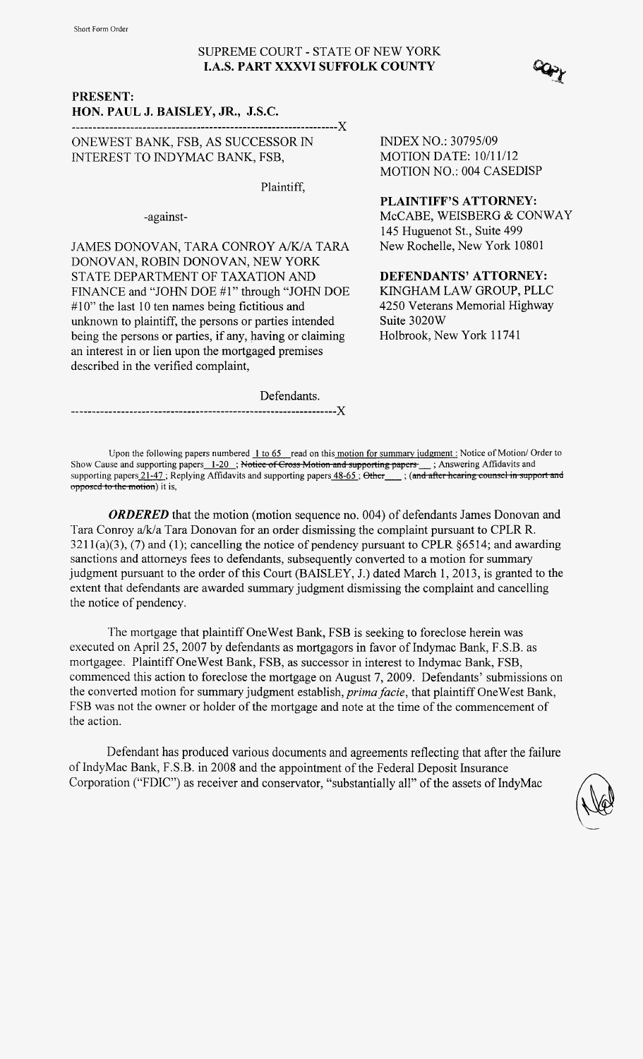Short Form Order

SUPREME COURT - STATE OF NEW YORK
**I.A.S. PART XXXVI SUFFOLK COUNTY**

**PRESENT:**
**HON. PAUL J. BAISLEY, JR., J.S.C.**

-----------------------------------------------------------------X

ONEWEST BANK, FSB, AS SUCCESSOR IN INTEREST TO INDYMAC BANK, FSB,

Plaintiff,

-against-

JAMES DONOVAN, TARA CONROY A/K/A TARA DONOVAN, ROBIN DONOVAN, NEW YORK STATE DEPARTMENT OF TAXATION AND FINANCE and "JOHN DOE #1" through "JOHN DOE #10" the last 10 ten names being fictitious and unknown to plaintiff, the persons or parties intended being the persons or parties, if any, having or claiming an interest in or lien upon the mortgaged premises described in the verified complaint,

Defendants.

-----------------------------------------------------------------X

INDEX NO.: 30795/09
MOTION DATE: 10/11/12
MOTION NO.: 004 CASEDISP

**PLAINTIFF'S ATTORNEY:**
McCABE, WEISBERG & CONWAY
145 Huguenot St., Suite 499
New Rochelle, New York 10801

**DEFENDANTS' ATTORNEY:**
KINGHAM LAW GROUP, PLLC
4250 Veterans Memorial Highway
Suite 3020W
Holbrook, New York 11741

Upon the following papers numbered 1 to 65 read on this motion for summary judgment ; Notice of Motion/ Order to Show Cause and supporting papers 1-20 ; ~~Notice of Cross Motion and supporting papers~~ ___ ; Answering Affidavits and supporting papers 21-47 ; Replying Affidavits and supporting papers 48-65 ; ~~Other~~ ___ ; (~~and after hearing counsel in support and opposed to the motion~~) it is,

***ORDERED*** that the motion (motion sequence no. 004) of defendants James Donovan and Tara Conroy a/k/a Tara Donovan for an order dismissing the complaint pursuant to CPLR R. 3211(a)(3), (7) and (1); cancelling the notice of pendency pursuant to CPLR §6514; and awarding sanctions and attorneys fees to defendants, subsequently converted to a motion for summary judgment pursuant to the order of this Court (BAISLEY, J.) dated March 1, 2013, is granted to the extent that defendants are awarded summary judgment dismissing the complaint and cancelling the notice of pendency.

The mortgage that plaintiff OneWest Bank, FSB is seeking to foreclose herein was executed on April 25, 2007 by defendants as mortgagors in favor of Indymac Bank, F.S.B. as mortgagee. Plaintiff OneWest Bank, FSB, as successor in interest to Indymac Bank, FSB, commenced this action to foreclose the mortgage on August 7, 2009. Defendants' submissions on the converted motion for summary judgment establish, *prima facie*, that plaintiff OneWest Bank, FSB was not the owner or holder of the mortgage and note at the time of the commencement of the action.

Defendant has produced various documents and agreements reflecting that after the failure of IndyMac Bank, F.S.B. in 2008 and the appointment of the Federal Deposit Insurance Corporation ("FDIC") as receiver and conservator, "substantially all" of the assets of IndyMac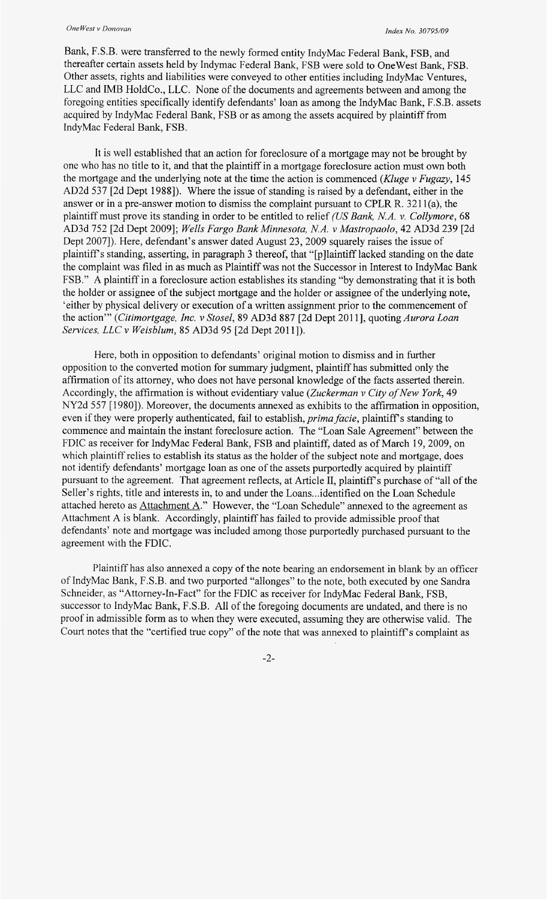Bank, F.S.B. were transferred to the newly formed entity IndyMac Federal Bank, FSB, and thereafter certain assets held by Indymac Federal Bank, FSB were sold to OneWest Bank, FSB. Other assets, rights and liabilities were conveyed to other entities including IndyMac Ventures, LLC and IMB HoldCo., LLC. None of the documents and agreements between and among the foregoing entities specifically identify defendants' loan as among the IndyMac Bank, F.S.B. assets acquired by IndyMac Federal Bank, FSB or as among the assets acquired by plaintiff from IndyMac Federal Bank, FSB.

It is well established that an action for foreclosure of a mortgage may not be brought by one who has no title to it, and that the plaintiff in a mortgage foreclosure action must own both the mortgage and the underlying note at the time the action is commenced (*Kluge v Fugazy*, 145 AD2d 537 [2d Dept 1988]). Where the issue of standing is raised by a defendant, either in the answer or in a pre-answer motion to dismiss the complaint pursuant to CPLR R. 3211(a), the plaintiff must prove its standing in order to be entitled to relief (*US Bank, N.A. v. Collymore*, 68 AD3d 752 [2d Dept 2009]; *Wells Fargo Bank Minnesota, N.A. v Mastropaolo*, 42 AD3d 239 [2d Dept 2007]). Here, defendant's answer dated August 23, 2009 squarely raises the issue of plaintiff's standing, asserting, in paragraph 3 thereof, that "[p]laintiff lacked standing on the date the complaint was filed in as much as Plaintiff was not the Successor in Interest to IndyMac Bank FSB." A plaintiff in a foreclosure action establishes its standing "by demonstrating that it is both the holder or assignee of the subject mortgage and the holder or assignee of the underlying note, 'either by physical delivery or execution of a written assignment prior to the commencement of the action'" (*Citimortgage, Inc. v Stosel*, 89 AD3d 887 [2d Dept 2011], quoting *Aurora Loan Services, LLC v Weisblum*, 85 AD3d 95 [2d Dept 2011]).

Here, both in opposition to defendants' original motion to dismiss and in further opposition to the converted motion for summary judgment, plaintiff has submitted only the affirmation of its attorney, who does not have personal knowledge of the facts asserted therein. Accordingly, the affirmation is without evidentiary value (*Zuckerman v City of New York*, 49 NY2d 557 [1980]). Moreover, the documents annexed as exhibits to the affirmation in opposition, even if they were properly authenticated, fail to establish, *prima facie*, plaintiff's standing to commence and maintain the instant foreclosure action. The "Loan Sale Agreement" between the FDIC as receiver for IndyMac Federal Bank, FSB and plaintiff, dated as of March 19, 2009, on which plaintiff relies to establish its status as the holder of the subject note and mortgage, does not identify defendants' mortgage loan as one of the assets purportedly acquired by plaintiff pursuant to the agreement. That agreement reflects, at Article II, plaintiff's purchase of "all of the Seller's rights, title and interests in, to and under the Loans...identified on the Loan Schedule attached hereto as Attachment A." However, the "Loan Schedule" annexed to the agreement as Attachment A is blank. Accordingly, plaintiff has failed to provide admissible proof that defendants' note and mortgage was included among those purportedly purchased pursuant to the agreement with the FDIC.

Plaintiff has also annexed a copy of the note bearing an endorsement in blank by an officer of IndyMac Bank, F.S.B. and two purported "allonges" to the note, both executed by one Sandra Schneider, as "Attorney-In-Fact" for the FDIC as receiver for IndyMac Federal Bank, FSB, successor to IndyMac Bank, F.S.B. All of the foregoing documents are undated, and there is no proof in admissible form as to when they were executed, assuming they are otherwise valid. The Court notes that the "certified true copy" of the note that was annexed to plaintiff's complaint as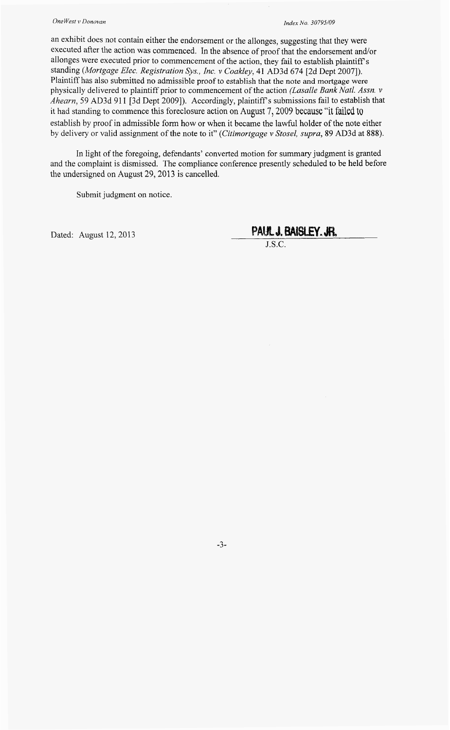an exhibit does not contain either the endorsement or the allonges, suggesting that they were executed after the action was commenced. In the absence of proof that the endorsement and/or allonges were executed prior to commencement of the action, they fail to establish plaintiff's standing (*Mortgage Elec. Registration Sys., Inc. v Coakley*, 41 AD3d 674 [2d Dept 2007]). Plaintiff has also submitted no admissible proof to establish that the note and mortgage were physically delivered to plaintiff prior to commencement of the action (*Lasalle Bank Natl. Assn. v Ahearn*, 59 AD3d 911 [3d Dept 2009]). Accordingly, plaintiff's submissions fail to establish that it had standing to commence this foreclosure action on August 7, 2009 because "it failed to establish by proof in admissible form how or when it became the lawful holder of the note either by delivery or valid assignment of the note to it" (*Citimortgage v Stosel, supra*, 89 AD3d at 888).

In light of the foregoing, defendants' converted motion for summary judgment is granted and the complaint is dismissed. The compliance conference presently scheduled to be held before the undersigned on August 29, 2013 is cancelled.

Submit judgment on notice.

Dated: August 12, 2013

**PAUL J. BAISLEY, JR.**
J.S.C.